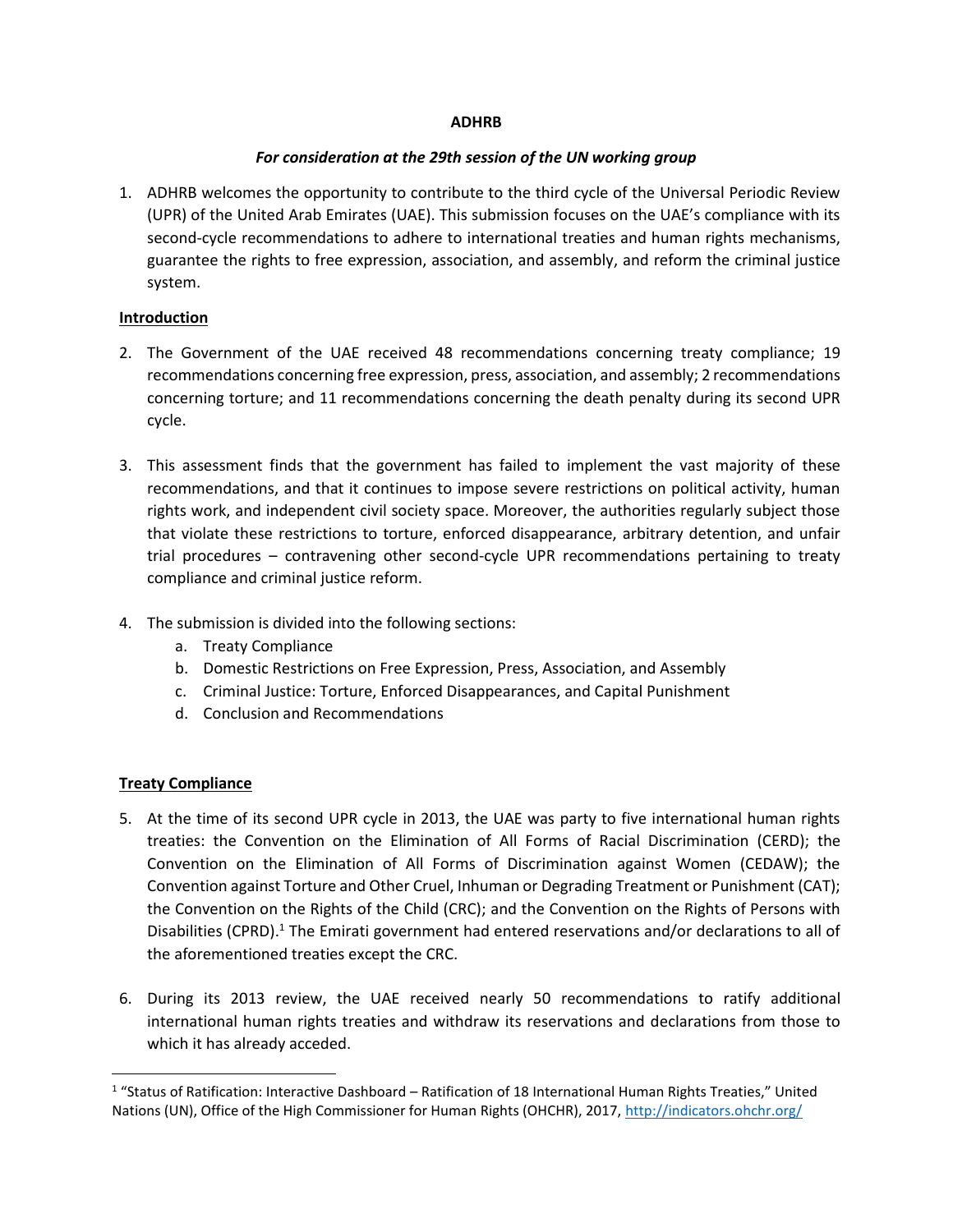**ADHRB**

***For consideration at the 29th session of the UN working group***

1. ADHRB welcomes the opportunity to contribute to the third cycle of the Universal Periodic Review (UPR) of the United Arab Emirates (UAE). This submission focuses on the UAE's compliance with its second-cycle recommendations to adhere to international treaties and human rights mechanisms, guarantee the rights to free expression, association, and assembly, and reform the criminal justice system.

## Introduction

2. The Government of the UAE received 48 recommendations concerning treaty compliance; 19 recommendations concerning free expression, press, association, and assembly; 2 recommendations concerning torture; and 11 recommendations concerning the death penalty during its second UPR cycle.

3. This assessment finds that the government has failed to implement the vast majority of these recommendations, and that it continues to impose severe restrictions on political activity, human rights work, and independent civil society space. Moreover, the authorities regularly subject those that violate these restrictions to torture, enforced disappearance, arbitrary detention, and unfair trial procedures – contravening other second-cycle UPR recommendations pertaining to treaty compliance and criminal justice reform.

4. The submission is divided into the following sections:
   a. Treaty Compliance
   b. Domestic Restrictions on Free Expression, Press, Association, and Assembly
   c. Criminal Justice: Torture, Enforced Disappearances, and Capital Punishment
   d. Conclusion and Recommendations

## Treaty Compliance

5. At the time of its second UPR cycle in 2013, the UAE was party to five international human rights treaties: the Convention on the Elimination of All Forms of Racial Discrimination (CERD); the Convention on the Elimination of All Forms of Discrimination against Women (CEDAW); the Convention against Torture and Other Cruel, Inhuman or Degrading Treatment or Punishment (CAT); the Convention on the Rights of the Child (CRC); and the Convention on the Rights of Persons with Disabilities (CPRD).[1] The Emirati government had entered reservations and/or declarations to all of the aforementioned treaties except the CRC.

6. During its 2013 review, the UAE received nearly 50 recommendations to ratify additional international human rights treaties and withdraw its reservations and declarations from those to which it has already acceded.

---

[1] "Status of Ratification: Interactive Dashboard – Ratification of 18 International Human Rights Treaties," United Nations (UN), Office of the High Commissioner for Human Rights (OHCHR), 2017, http://indicators.ohchr.org/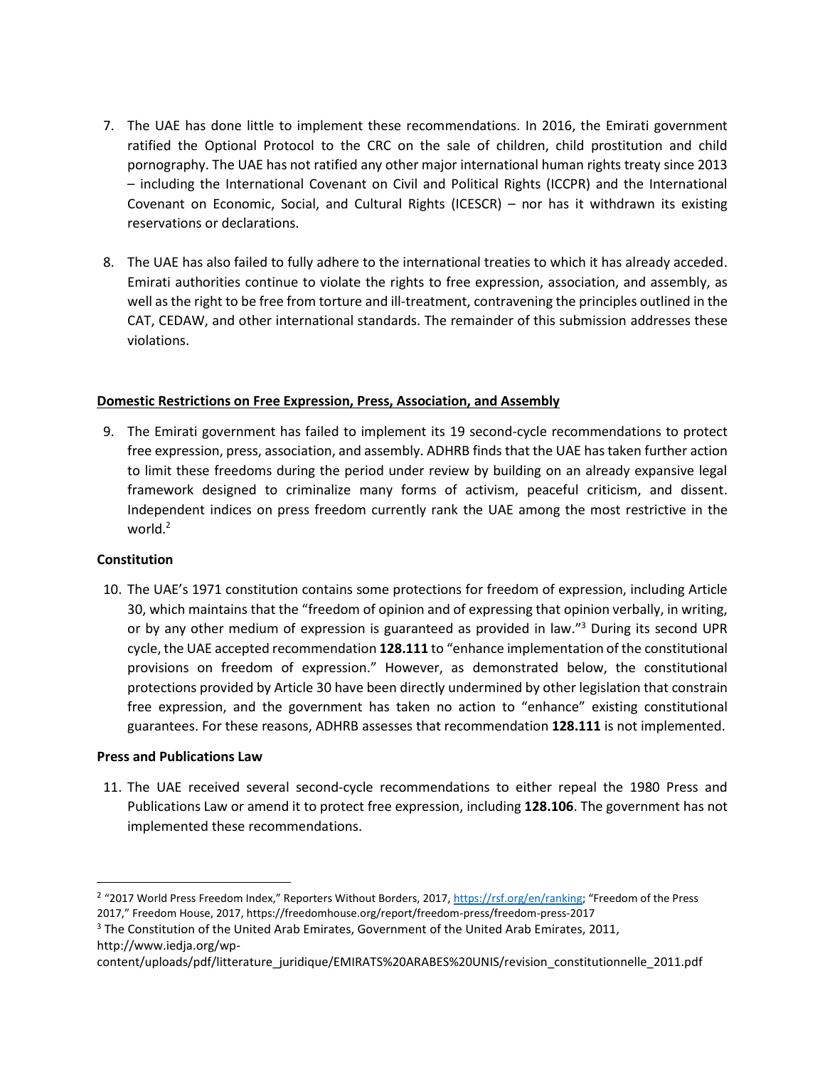7. The UAE has done little to implement these recommendations. In 2016, the Emirati government ratified the Optional Protocol to the CRC on the sale of children, child prostitution and child pornography. The UAE has not ratified any other major international human rights treaty since 2013 – including the International Covenant on Civil and Political Rights (ICCPR) and the International Covenant on Economic, Social, and Cultural Rights (ICESCR) – nor has it withdrawn its existing reservations or declarations.

8. The UAE has also failed to fully adhere to the international treaties to which it has already acceded. Emirati authorities continue to violate the rights to free expression, association, and assembly, as well as the right to be free from torture and ill-treatment, contravening the principles outlined in the CAT, CEDAW, and other international standards. The remainder of this submission addresses these violations.

## Domestic Restrictions on Free Expression, Press, Association, and Assembly

9. The Emirati government has failed to implement its 19 second-cycle recommendations to protect free expression, press, association, and assembly. ADHRB finds that the UAE has taken further action to limit these freedoms during the period under review by building on an already expansive legal framework designed to criminalize many forms of activism, peaceful criticism, and dissent. Independent indices on press freedom currently rank the UAE among the most restrictive in the world.[2]

### Constitution

10. The UAE's 1971 constitution contains some protections for freedom of expression, including Article 30, which maintains that the "freedom of opinion and of expressing that opinion verbally, in writing, or by any other medium of expression is guaranteed as provided in law."[3] During its second UPR cycle, the UAE accepted recommendation **128.111** to "enhance implementation of the constitutional provisions on freedom of expression." However, as demonstrated below, the constitutional protections provided by Article 30 have been directly undermined by other legislation that constrain free expression, and the government has taken no action to "enhance" existing constitutional guarantees. For these reasons, ADHRB assesses that recommendation **128.111** is not implemented.

### Press and Publications Law

11. The UAE received several second-cycle recommendations to either repeal the 1980 Press and Publications Law or amend it to protect free expression, including **128.106**. The government has not implemented these recommendations.

---

[2] "2017 World Press Freedom Index," Reporters Without Borders, 2017, https://rsf.org/en/ranking; "Freedom of the Press 2017," Freedom House, 2017, https://freedomhouse.org/report/freedom-press/freedom-press-2017

[3] The Constitution of the United Arab Emirates, Government of the United Arab Emirates, 2011, http://www.iedja.org/wp-content/uploads/pdf/litterature_juridique/EMIRATS%20ARABES%20UNIS/revision_constitutionnelle_2011.pdf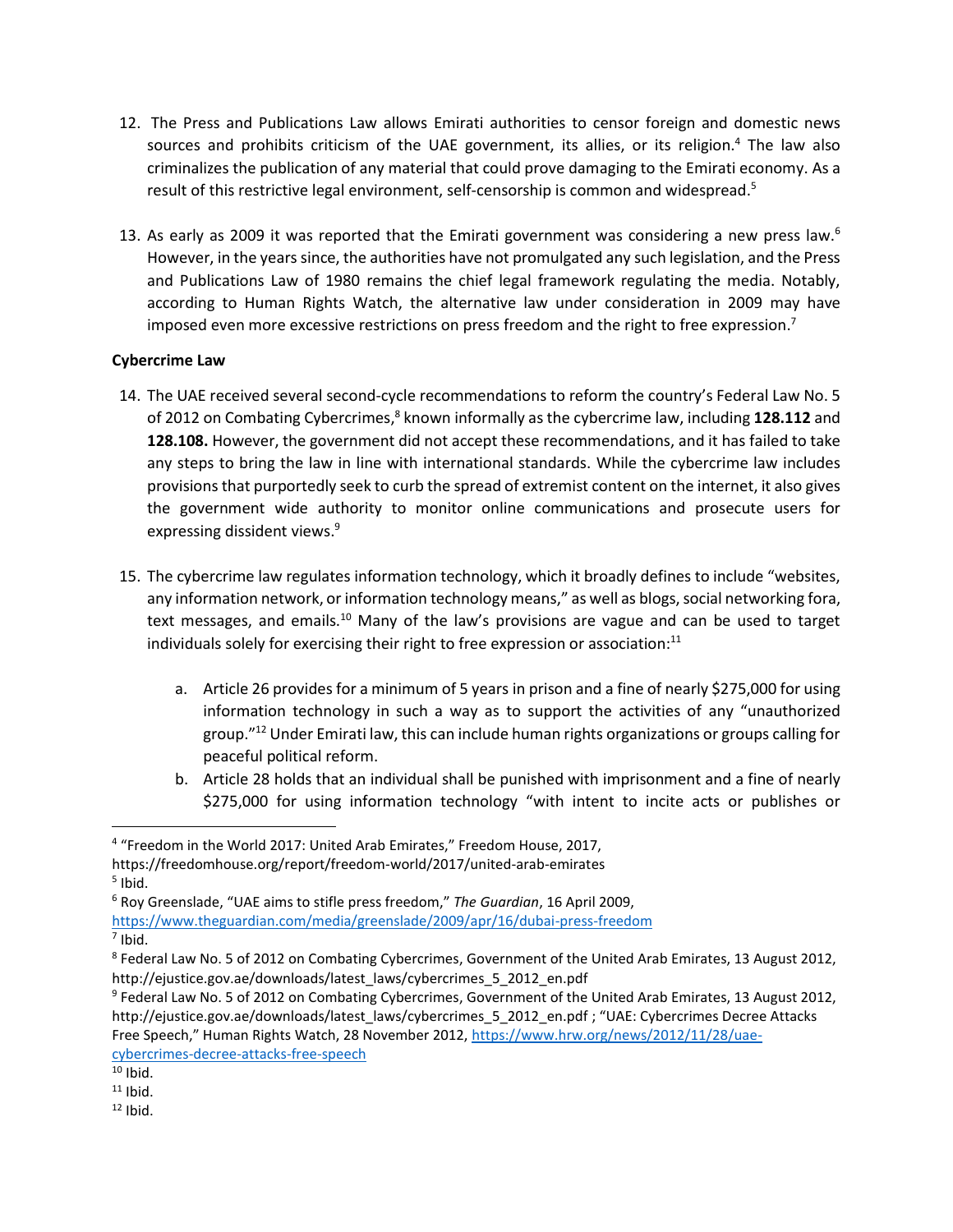12. The Press and Publications Law allows Emirati authorities to censor foreign and domestic news sources and prohibits criticism of the UAE government, its allies, or its religion.[4] The law also criminalizes the publication of any material that could prove damaging to the Emirati economy. As a result of this restrictive legal environment, self-censorship is common and widespread.[5]

13. As early as 2009 it was reported that the Emirati government was considering a new press law.[6] However, in the years since, the authorities have not promulgated any such legislation, and the Press and Publications Law of 1980 remains the chief legal framework regulating the media. Notably, according to Human Rights Watch, the alternative law under consideration in 2009 may have imposed even more excessive restrictions on press freedom and the right to free expression.[7]

**Cybercrime Law**

14. The UAE received several second-cycle recommendations to reform the country's Federal Law No. 5 of 2012 on Combating Cybercrimes,[8] known informally as the cybercrime law, including **128.112** and **128.108.** However, the government did not accept these recommendations, and it has failed to take any steps to bring the law in line with international standards. While the cybercrime law includes provisions that purportedly seek to curb the spread of extremist content on the internet, it also gives the government wide authority to monitor online communications and prosecute users for expressing dissident views.[9]

15. The cybercrime law regulates information technology, which it broadly defines to include "websites, any information network, or information technology means," as well as blogs, social networking fora, text messages, and emails.[10] Many of the law's provisions are vague and can be used to target individuals solely for exercising their right to free expression or association:[11]

    a. Article 26 provides for a minimum of 5 years in prison and a fine of nearly $275,000 for using information technology in such a way as to support the activities of any "unauthorized group."[12] Under Emirati law, this can include human rights organizations or groups calling for peaceful political reform.

    b. Article 28 holds that an individual shall be punished with imprisonment and a fine of nearly $275,000 for using information technology "with intent to incite acts or publishes or

---

[4] "Freedom in the World 2017: United Arab Emirates," Freedom House, 2017, https://freedomhouse.org/report/freedom-world/2017/united-arab-emirates

[5] Ibid.

[6] Roy Greenslade, "UAE aims to stifle press freedom," *The Guardian*, 16 April 2009, https://www.theguardian.com/media/greenslade/2009/apr/16/dubai-press-freedom

[7] Ibid.

[8] Federal Law No. 5 of 2012 on Combating Cybercrimes, Government of the United Arab Emirates, 13 August 2012, http://ejustice.gov.ae/downloads/latest_laws/cybercrimes_5_2012_en.pdf

[9] Federal Law No. 5 of 2012 on Combating Cybercrimes, Government of the United Arab Emirates, 13 August 2012, http://ejustice.gov.ae/downloads/latest_laws/cybercrimes_5_2012_en.pdf ; "UAE: Cybercrimes Decree Attacks Free Speech," Human Rights Watch, 28 November 2012, https://www.hrw.org/news/2012/11/28/uae-cybercrimes-decree-attacks-free-speech

[10] Ibid.

[11] Ibid.

[12] Ibid.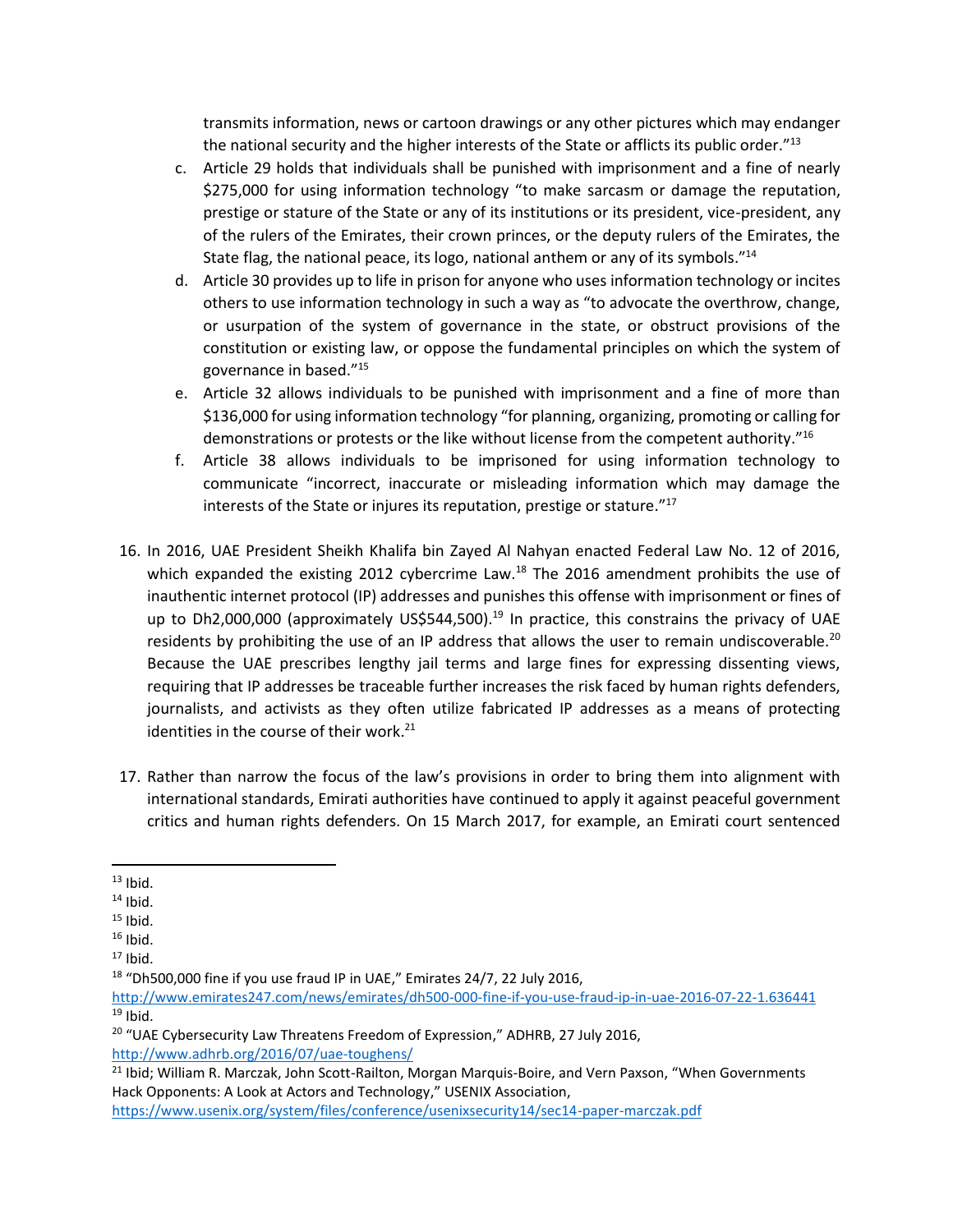transmits information, news or cartoon drawings or any other pictures which may endanger the national security and the higher interests of the State or afflicts its public order."[13]

c. Article 29 holds that individuals shall be punished with imprisonment and a fine of nearly $275,000 for using information technology "to make sarcasm or damage the reputation, prestige or stature of the State or any of its institutions or its president, vice-president, any of the rulers of the Emirates, their crown princes, or the deputy rulers of the Emirates, the State flag, the national peace, its logo, national anthem or any of its symbols."[14]

d. Article 30 provides up to life in prison for anyone who uses information technology or incites others to use information technology in such a way as "to advocate the overthrow, change, or usurpation of the system of governance in the state, or obstruct provisions of the constitution or existing law, or oppose the fundamental principles on which the system of governance in based."[15]

e. Article 32 allows individuals to be punished with imprisonment and a fine of more than $136,000 for using information technology "for planning, organizing, promoting or calling for demonstrations or protests or the like without license from the competent authority."[16]

f. Article 38 allows individuals to be imprisoned for using information technology to communicate "incorrect, inaccurate or misleading information which may damage the interests of the State or injures its reputation, prestige or stature."[17]

16. In 2016, UAE President Sheikh Khalifa bin Zayed Al Nahyan enacted Federal Law No. 12 of 2016, which expanded the existing 2012 cybercrime Law.[18] The 2016 amendment prohibits the use of inauthentic internet protocol (IP) addresses and punishes this offense with imprisonment or fines of up to Dh2,000,000 (approximately US$544,500).[19] In practice, this constrains the privacy of UAE residents by prohibiting the use of an IP address that allows the user to remain undiscoverable.[20] Because the UAE prescribes lengthy jail terms and large fines for expressing dissenting views, requiring that IP addresses be traceable further increases the risk faced by human rights defenders, journalists, and activists as they often utilize fabricated IP addresses as a means of protecting identities in the course of their work.[21]

17. Rather than narrow the focus of the law's provisions in order to bring them into alignment with international standards, Emirati authorities have continued to apply it against peaceful government critics and human rights defenders. On 15 March 2017, for example, an Emirati court sentenced

---

[13] Ibid.

[14] Ibid.

[15] Ibid.

[16] Ibid.

[17] Ibid.

[18] "Dh500,000 fine if you use fraud IP in UAE," Emirates 24/7, 22 July 2016, http://www.emirates247.com/news/emirates/dh500-000-fine-if-you-use-fraud-ip-in-uae-2016-07-22-1.636441

[19] Ibid.

[20] "UAE Cybersecurity Law Threatens Freedom of Expression," ADHRB, 27 July 2016, http://www.adhrb.org/2016/07/uae-toughens/

[21] Ibid; William R. Marczak, John Scott-Railton, Morgan Marquis-Boire, and Vern Paxson, "When Governments Hack Opponents: A Look at Actors and Technology," USENIX Association, https://www.usenix.org/system/files/conference/usenixsecurity14/sec14-paper-marczak.pdf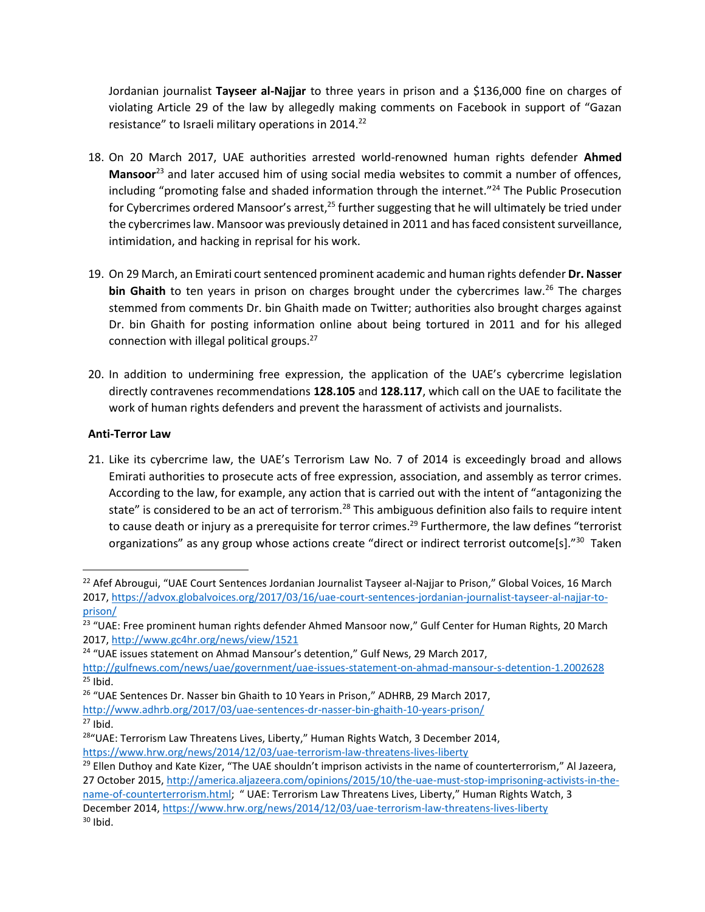Jordanian journalist **Tayseer al-Najjar** to three years in prison and a $136,000 fine on charges of violating Article 29 of the law by allegedly making comments on Facebook in support of "Gazan resistance" to Israeli military operations in 2014.[22]

18. On 20 March 2017, UAE authorities arrested world-renowned human rights defender **Ahmed Mansoor**[23] and later accused him of using social media websites to commit a number of offences, including "promoting false and shaded information through the internet."[24] The Public Prosecution for Cybercrimes ordered Mansoor's arrest,[25] further suggesting that he will ultimately be tried under the cybercrimes law. Mansoor was previously detained in 2011 and has faced consistent surveillance, intimidation, and hacking in reprisal for his work.

19. On 29 March, an Emirati court sentenced prominent academic and human rights defender **Dr. Nasser bin Ghaith** to ten years in prison on charges brought under the cybercrimes law.[26] The charges stemmed from comments Dr. bin Ghaith made on Twitter; authorities also brought charges against Dr. bin Ghaith for posting information online about being tortured in 2011 and for his alleged connection with illegal political groups.[27]

20. In addition to undermining free expression, the application of the UAE's cybercrime legislation directly contravenes recommendations **128.105** and **128.117**, which call on the UAE to facilitate the work of human rights defenders and prevent the harassment of activists and journalists.

**Anti-Terror Law**

21. Like its cybercrime law, the UAE's Terrorism Law No. 7 of 2014 is exceedingly broad and allows Emirati authorities to prosecute acts of free expression, association, and assembly as terror crimes. According to the law, for example, any action that is carried out with the intent of "antagonizing the state" is considered to be an act of terrorism.[28] This ambiguous definition also fails to require intent to cause death or injury as a prerequisite for terror crimes.[29] Furthermore, the law defines "terrorist organizations" as any group whose actions create "direct or indirect terrorist outcome[s]."[30] Taken

---

[22] Afef Abrougui, "UAE Court Sentences Jordanian Journalist Tayseer al-Najjar to Prison," Global Voices, 16 March 2017, https://advox.globalvoices.org/2017/03/16/uae-court-sentences-jordanian-journalist-tayseer-al-najjar-to-prison/

[23] "UAE: Free prominent human rights defender Ahmed Mansoor now," Gulf Center for Human Rights, 20 March 2017, http://www.gc4hr.org/news/view/1521

[24] "UAE issues statement on Ahmad Mansour's detention," Gulf News, 29 March 2017, http://gulfnews.com/news/uae/government/uae-issues-statement-on-ahmad-mansour-s-detention-1.2002628

[25] Ibid.

[26] "UAE Sentences Dr. Nasser bin Ghaith to 10 Years in Prison," ADHRB, 29 March 2017, http://www.adhrb.org/2017/03/uae-sentences-dr-nasser-bin-ghaith-10-years-prison/

[27] Ibid.

[28] "UAE: Terrorism Law Threatens Lives, Liberty," Human Rights Watch, 3 December 2014, https://www.hrw.org/news/2014/12/03/uae-terrorism-law-threatens-lives-liberty

[29] Ellen Duthoy and Kate Kizer, "The UAE shouldn't imprison activists in the name of counterterrorism," Al Jazeera, 27 October 2015, http://america.aljazeera.com/opinions/2015/10/the-uae-must-stop-imprisoning-activists-in-the-name-of-counterterrorism.html; " UAE: Terrorism Law Threatens Lives, Liberty," Human Rights Watch, 3 December 2014, https://www.hrw.org/news/2014/12/03/uae-terrorism-law-threatens-lives-liberty

[30] Ibid.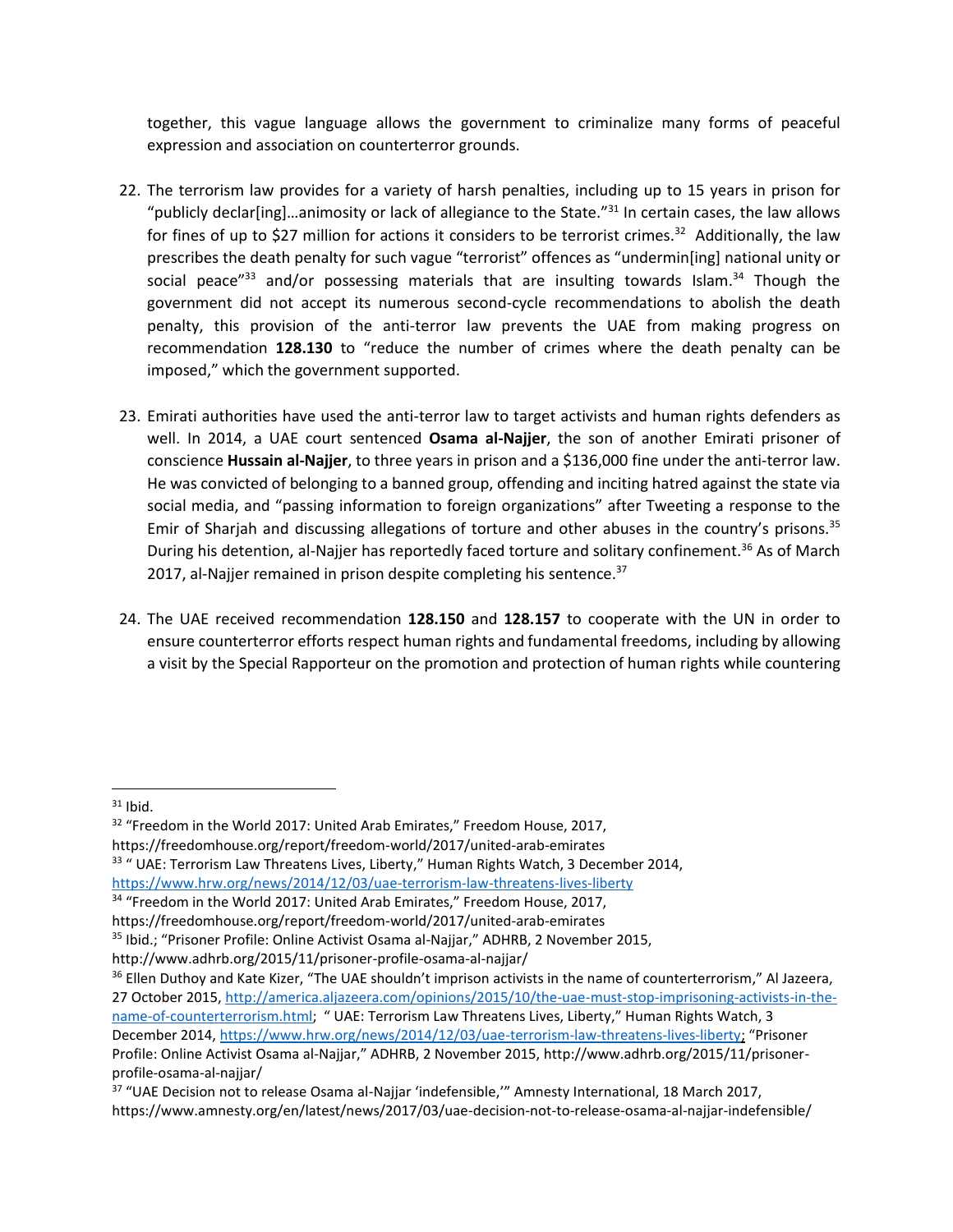together, this vague language allows the government to criminalize many forms of peaceful expression and association on counterterror grounds.

22. The terrorism law provides for a variety of harsh penalties, including up to 15 years in prison for "publicly declar[ing]…animosity or lack of allegiance to the State."[31] In certain cases, the law allows for fines of up to $27 million for actions it considers to be terrorist crimes.[32] Additionally, the law prescribes the death penalty for such vague "terrorist" offences as "undermin[ing] national unity or social peace"[33] and/or possessing materials that are insulting towards Islam.[34] Though the government did not accept its numerous second-cycle recommendations to abolish the death penalty, this provision of the anti-terror law prevents the UAE from making progress on recommendation **128.130** to "reduce the number of crimes where the death penalty can be imposed," which the government supported.

23. Emirati authorities have used the anti-terror law to target activists and human rights defenders as well. In 2014, a UAE court sentenced **Osama al-Najjer**, the son of another Emirati prisoner of conscience **Hussain al-Najjer**, to three years in prison and a $136,000 fine under the anti-terror law. He was convicted of belonging to a banned group, offending and inciting hatred against the state via social media, and "passing information to foreign organizations" after Tweeting a response to the Emir of Sharjah and discussing allegations of torture and other abuses in the country's prisons.[35] During his detention, al-Najjer has reportedly faced torture and solitary confinement.[36] As of March 2017, al-Najjer remained in prison despite completing his sentence.[37]

24. The UAE received recommendation **128.150** and **128.157** to cooperate with the UN in order to ensure counterterror efforts respect human rights and fundamental freedoms, including by allowing a visit by the Special Rapporteur on the promotion and protection of human rights while countering

---

[31] Ibid.

[32] "Freedom in the World 2017: United Arab Emirates," Freedom House, 2017, https://freedomhouse.org/report/freedom-world/2017/united-arab-emirates

[33] " UAE: Terrorism Law Threatens Lives, Liberty," Human Rights Watch, 3 December 2014, https://www.hrw.org/news/2014/12/03/uae-terrorism-law-threatens-lives-liberty

[34] "Freedom in the World 2017: United Arab Emirates," Freedom House, 2017, https://freedomhouse.org/report/freedom-world/2017/united-arab-emirates

[35] Ibid.; "Prisoner Profile: Online Activist Osama al-Najjar," ADHRB, 2 November 2015, http://www.adhrb.org/2015/11/prisoner-profile-osama-al-najjar/

[36] Ellen Duthoy and Kate Kizer, "The UAE shouldn't imprison activists in the name of counterterrorism," Al Jazeera, 27 October 2015, http://america.aljazeera.com/opinions/2015/10/the-uae-must-stop-imprisoning-activists-in-the-name-of-counterterrorism.html; " UAE: Terrorism Law Threatens Lives, Liberty," Human Rights Watch, 3 December 2014, https://www.hrw.org/news/2014/12/03/uae-terrorism-law-threatens-lives-liberty; "Prisoner Profile: Online Activist Osama al-Najjar," ADHRB, 2 November 2015, http://www.adhrb.org/2015/11/prisoner-profile-osama-al-najjar/

[37] "UAE Decision not to release Osama al-Najjar 'indefensible,'" Amnesty International, 18 March 2017, https://www.amnesty.org/en/latest/news/2017/03/uae-decision-not-to-release-osama-al-najjar-indefensible/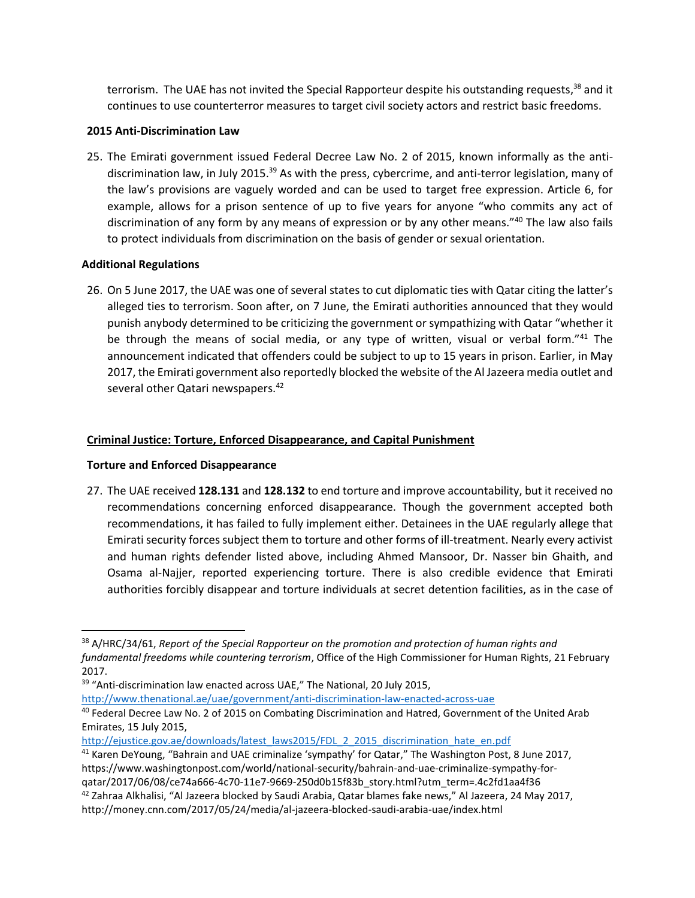terrorism. The UAE has not invited the Special Rapporteur despite his outstanding requests,[38] and it continues to use counterterror measures to target civil society actors and restrict basic freedoms.

**2015 Anti-Discrimination Law**

25. The Emirati government issued Federal Decree Law No. 2 of 2015, known informally as the anti-discrimination law, in July 2015.[39] As with the press, cybercrime, and anti-terror legislation, many of the law's provisions are vaguely worded and can be used to target free expression. Article 6, for example, allows for a prison sentence of up to five years for anyone "who commits any act of discrimination of any form by any means of expression or by any other means."[40] The law also fails to protect individuals from discrimination on the basis of gender or sexual orientation.

**Additional Regulations**

26. On 5 June 2017, the UAE was one of several states to cut diplomatic ties with Qatar citing the latter's alleged ties to terrorism. Soon after, on 7 June, the Emirati authorities announced that they would punish anybody determined to be criticizing the government or sympathizing with Qatar "whether it be through the means of social media, or any type of written, visual or verbal form."[41] The announcement indicated that offenders could be subject to up to 15 years in prison. Earlier, in May 2017, the Emirati government also reportedly blocked the website of the Al Jazeera media outlet and several other Qatari newspapers.[42]

## Criminal Justice: Torture, Enforced Disappearance, and Capital Punishment

**Torture and Enforced Disappearance**

27. The UAE received **128.131** and **128.132** to end torture and improve accountability, but it received no recommendations concerning enforced disappearance. Though the government accepted both recommendations, it has failed to fully implement either. Detainees in the UAE regularly allege that Emirati security forces subject them to torture and other forms of ill-treatment. Nearly every activist and human rights defender listed above, including Ahmed Mansoor, Dr. Nasser bin Ghaith, and Osama al-Najjer, reported experiencing torture. There is also credible evidence that Emirati authorities forcibly disappear and torture individuals at secret detention facilities, as in the case of

---

[38] A/HRC/34/61, *Report of the Special Rapporteur on the promotion and protection of human rights and fundamental freedoms while countering terrorism*, Office of the High Commissioner for Human Rights, 21 February 2017.

[39] "Anti-discrimination law enacted across UAE," The National, 20 July 2015, http://www.thenational.ae/uae/government/anti-discrimination-law-enacted-across-uae

[40] Federal Decree Law No. 2 of 2015 on Combating Discrimination and Hatred, Government of the United Arab Emirates, 15 July 2015, http://ejustice.gov.ae/downloads/latest_laws2015/FDL_2_2015_discrimination_hate_en.pdf

[41] Karen DeYoung, "Bahrain and UAE criminalize 'sympathy' for Qatar," The Washington Post, 8 June 2017, https://www.washingtonpost.com/world/national-security/bahrain-and-uae-criminalize-sympathy-for-qatar/2017/06/08/ce74a666-4c70-11e7-9669-250d0b15f83b_story.html?utm_term=.4c2fd1aa4f36

[42] Zahraa Alkhalisi, "Al Jazeera blocked by Saudi Arabia, Qatar blames fake news," Al Jazeera, 24 May 2017, http://money.cnn.com/2017/05/24/media/al-jazeera-blocked-saudi-arabia-uae/index.html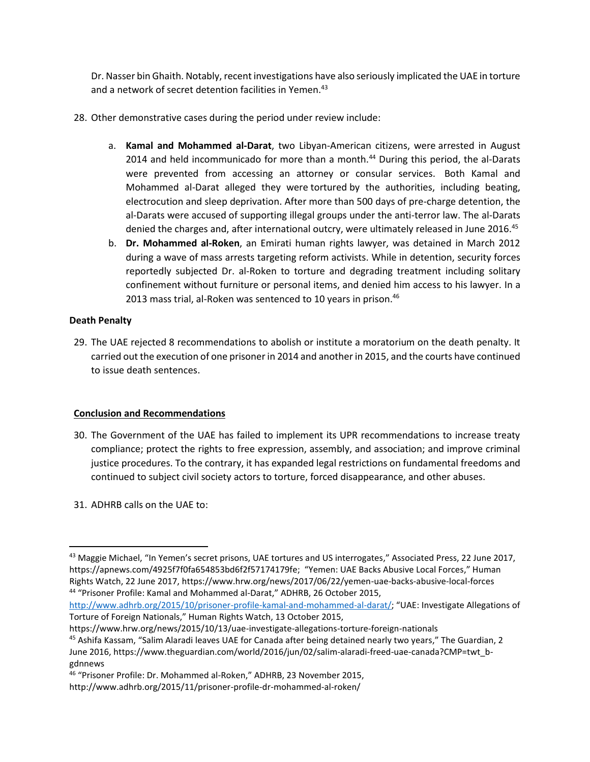Dr. Nasser bin Ghaith. Notably, recent investigations have also seriously implicated the UAE in torture and a network of secret detention facilities in Yemen.[43]

28. Other demonstrative cases during the period under review include:

    a. **Kamal and Mohammed al-Darat**, two Libyan-American citizens, were arrested in August 2014 and held incommunicado for more than a month.[44] During this period, the al-Darats were prevented from accessing an attorney or consular services. Both Kamal and Mohammed al-Darat alleged they were tortured by the authorities, including beating, electrocution and sleep deprivation. After more than 500 days of pre-charge detention, the al-Darats were accused of supporting illegal groups under the anti-terror law. The al-Darats denied the charges and, after international outcry, were ultimately released in June 2016.[45]

    b. **Dr. Mohammed al-Roken**, an Emirati human rights lawyer, was detained in March 2012 during a wave of mass arrests targeting reform activists. While in detention, security forces reportedly subjected Dr. al-Roken to torture and degrading treatment including solitary confinement without furniture or personal items, and denied him access to his lawyer. In a 2013 mass trial, al-Roken was sentenced to 10 years in prison.[46]

**Death Penalty**

29. The UAE rejected 8 recommendations to abolish or institute a moratorium on the death penalty. It carried out the execution of one prisoner in 2014 and another in 2015, and the courts have continued to issue death sentences.

**Conclusion and Recommendations**

30. The Government of the UAE has failed to implement its UPR recommendations to increase treaty compliance; protect the rights to free expression, assembly, and association; and improve criminal justice procedures. To the contrary, it has expanded legal restrictions on fundamental freedoms and continued to subject civil society actors to torture, forced disappearance, and other abuses.

31. ADHRB calls on the UAE to:

---

[43] Maggie Michael, "In Yemen's secret prisons, UAE tortures and US interrogates," Associated Press, 22 June 2017, https://apnews.com/4925f7f0fa654853bd6f2f57174179fe; "Yemen: UAE Backs Abusive Local Forces," Human Rights Watch, 22 June 2017, https://www.hrw.org/news/2017/06/22/yemen-uae-backs-abusive-local-forces

[44] "Prisoner Profile: Kamal and Mohammed al-Darat," ADHRB, 26 October 2015, http://www.adhrb.org/2015/10/prisoner-profile-kamal-and-mohammed-al-darat/; "UAE: Investigate Allegations of Torture of Foreign Nationals," Human Rights Watch, 13 October 2015, https://www.hrw.org/news/2015/10/13/uae-investigate-allegations-torture-foreign-nationals

[45] Ashifa Kassam, "Salim Alaradi leaves UAE for Canada after being detained nearly two years," The Guardian, 2 June 2016, https://www.theguardian.com/world/2016/jun/02/salim-alaradi-freed-uae-canada?CMP=twt_b-gdnnews

[46] "Prisoner Profile: Dr. Mohammed al-Roken," ADHRB, 23 November 2015, http://www.adhrb.org/2015/11/prisoner-profile-dr-mohammed-al-roken/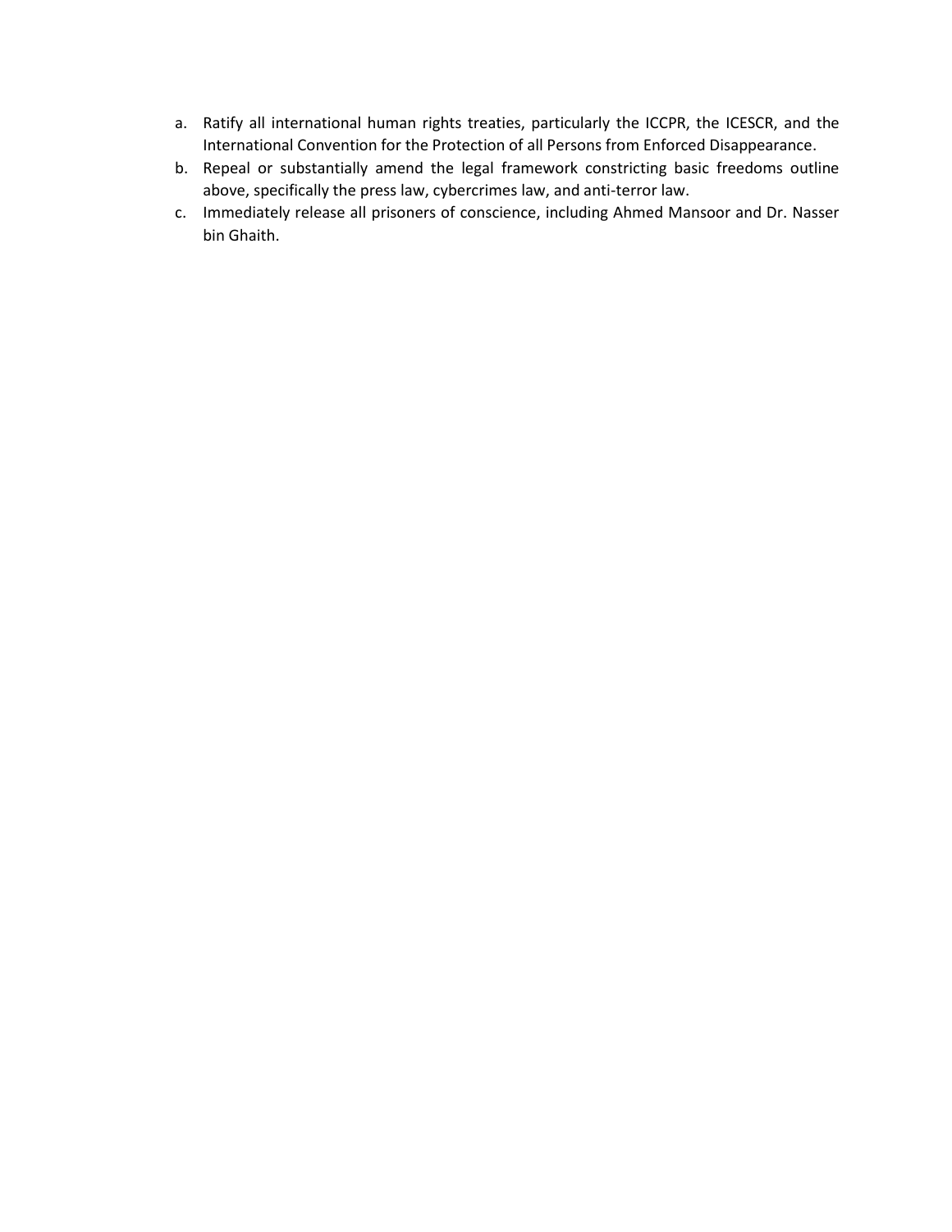a. Ratify all international human rights treaties, particularly the ICCPR, the ICESCR, and the International Convention for the Protection of all Persons from Enforced Disappearance.
b. Repeal or substantially amend the legal framework constricting basic freedoms outline above, specifically the press law, cybercrimes law, and anti-terror law.
c. Immediately release all prisoners of conscience, including Ahmed Mansoor and Dr. Nasser bin Ghaith.